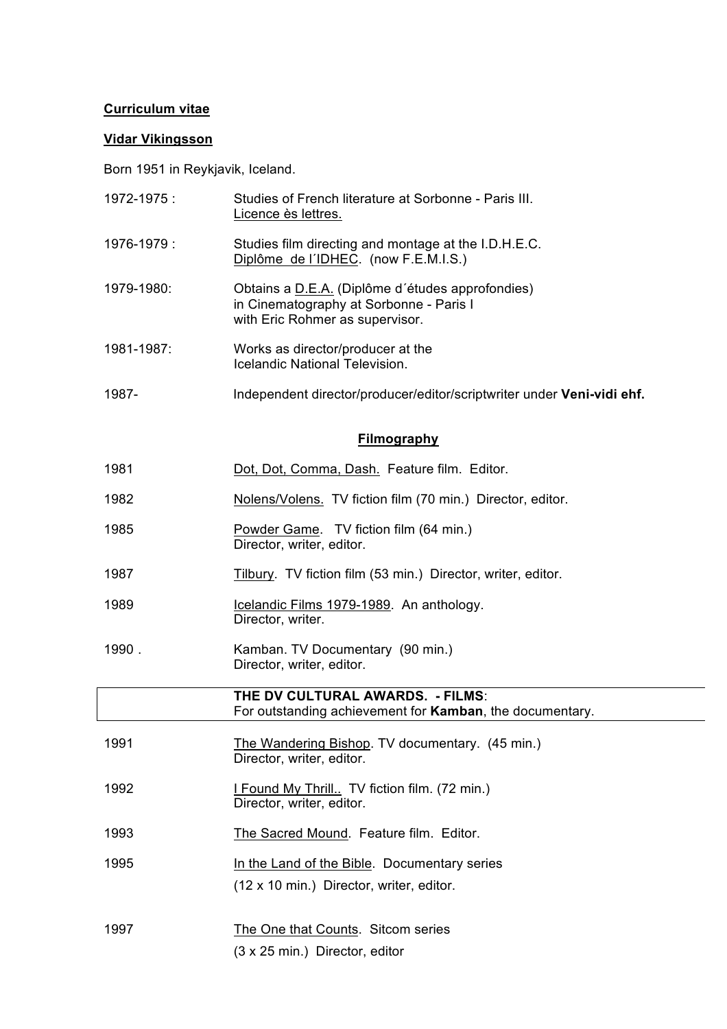**Curriculum vitae**

**Vidar Vikingsson**

Born 1951 in Reykjavik, Iceland.

| | |
|---|---|
| 1972-1975 : | Studies of French literature at Sorbonne - Paris III. Licence ès lettres. |
| 1976-1979 : | Studies film directing and montage at the I.D.H.E.C. Diplôme de l´IDHEC. (now F.E.M.I.S.) |
| 1979-1980: | Obtains a D.E.A. (Diplôme d´études approfondies) in Cinematography at Sorbonne - Paris I with Eric Rohmer as supervisor. |
| 1981-1987: | Works as director/producer at the Icelandic National Television. |
| 1987- | Independent director/producer/editor/scriptwriter under **Veni-vidi ehf.** |

## Filmography

| | |
|---|---|
| 1981 | Dot, Dot, Comma, Dash. Feature film. Editor. |
| 1982 | Nolens/Volens. TV fiction film (70 min.) Director, editor. |
| 1985 | Powder Game. TV fiction film (64 min.) Director, writer, editor. |
| 1987 | Tilbury. TV fiction film (53 min.) Director, writer, editor. |
| 1989 | Icelandic Films 1979-1989. An anthology. Director, writer. |
| 1990 . | Kamban. TV Documentary (90 min.) Director, writer, editor. |
| | **THE DV CULTURAL AWARDS. - FILMS**: For outstanding achievement for **Kamban**, the documentary. |
| 1991 | The Wandering Bishop. TV documentary. (45 min.) Director, writer, editor. |
| 1992 | I Found My Thrill.. TV fiction film. (72 min.) Director, writer, editor. |
| 1993 | The Sacred Mound. Feature film. Editor. |
| 1995 | In the Land of the Bible. Documentary series (12 x 10 min.) Director, writer, editor. |
| 1997 | The One that Counts. Sitcom series (3 x 25 min.) Director, editor |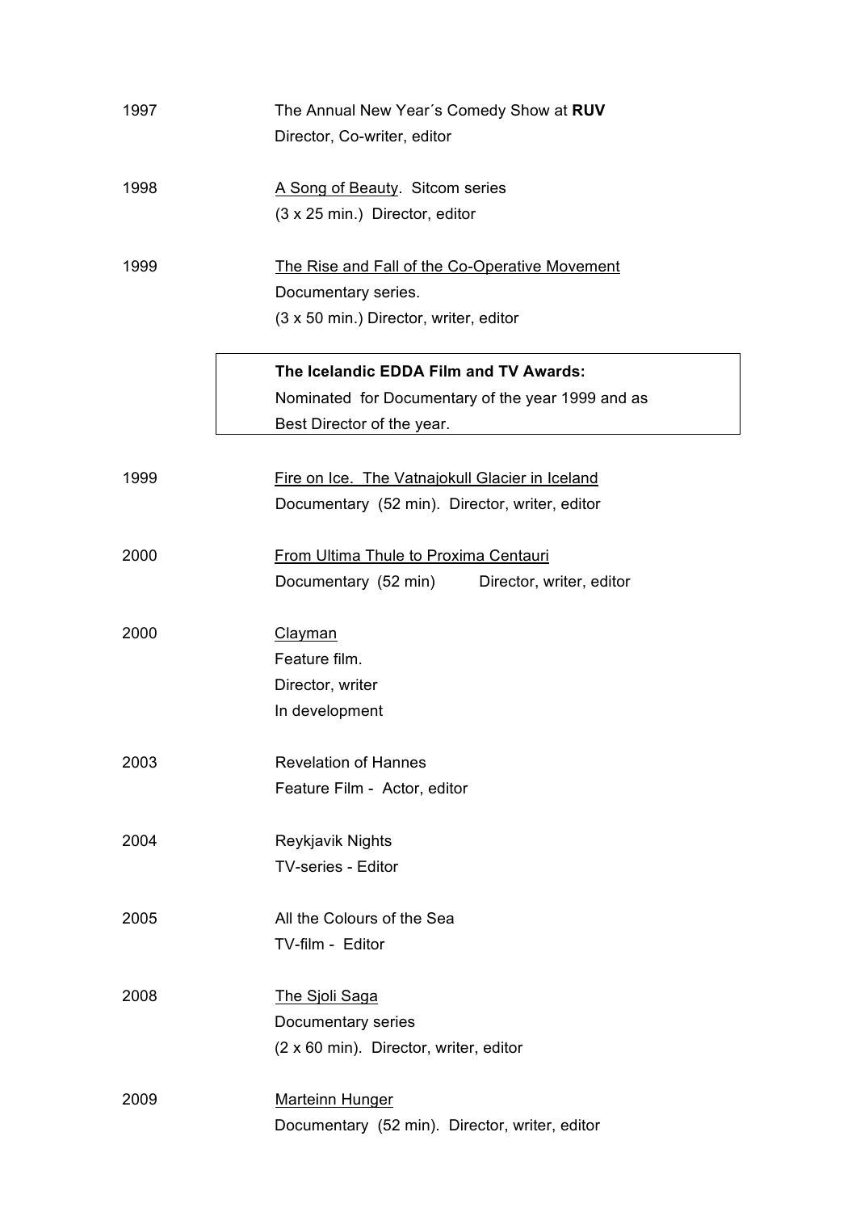1997 The Annual New Year´s Comedy Show at **RUV**
Director, Co-writer, editor

1998 A Song of Beauty. Sitcom series
(3 x 25 min.) Director, editor

1999 The Rise and Fall of the Co-Operative Movement
Documentary series.
(3 x 50 min.) Director, writer, editor

> **The Icelandic EDDA Film and TV Awards:**
> Nominated for Documentary of the year 1999 and as Best Director of the year.

1999 Fire on Ice. The Vatnajokull Glacier in Iceland
Documentary (52 min). Director, writer, editor

2000 From Ultima Thule to Proxima Centauri
Documentary (52 min) Director, writer, editor

2000 Clayman
Feature film.
Director, writer
In development

2003 Revelation of Hannes
Feature Film - Actor, editor

2004 Reykjavik Nights
TV-series - Editor

2005 All the Colours of the Sea
TV-film - Editor

2008 The Sjoli Saga
Documentary series
(2 x 60 min). Director, writer, editor

2009 Marteinn Hunger
Documentary (52 min). Director, writer, editor